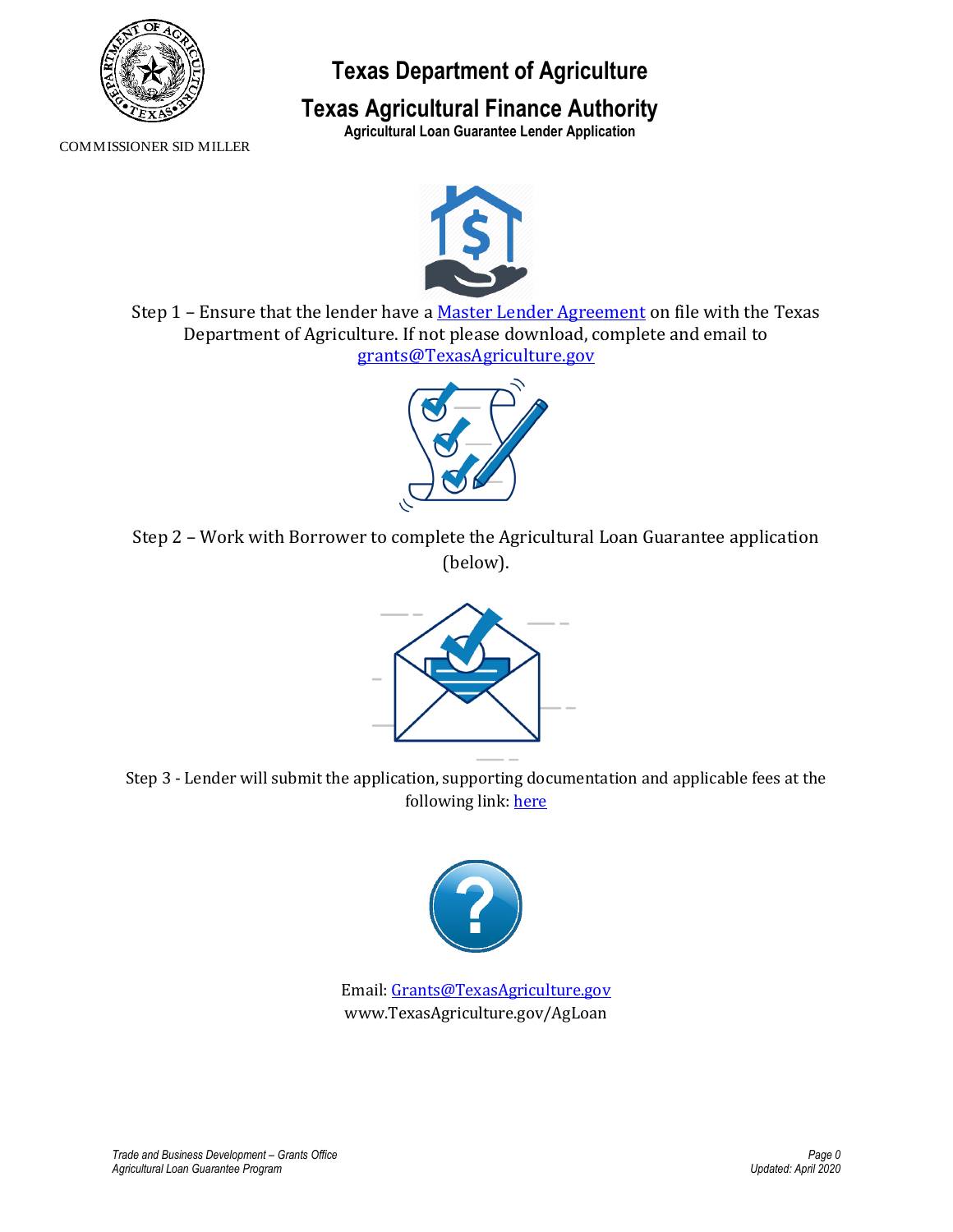# Texas Department of Agriculture

## Texas Agricultural Finance Authority

### Agricultural Loan Guarantee Lender Application

COMMISSIONER SID MILLER

Step 1 – Ensure that the lender have a Master Lender Agreement on file with the Texas Department of Agriculture. If not please download, complete and email to grants@TexasAgriculture.gov

Step 2 – Work with Borrower to complete the Agricultural Loan Guarantee application (below).

Step 3 - Lender will submit the application, supporting documentation and applicable fees at the following link: here

Email: Grants@TexasAgriculture.gov
www.TexasAgriculture.gov/AgLoan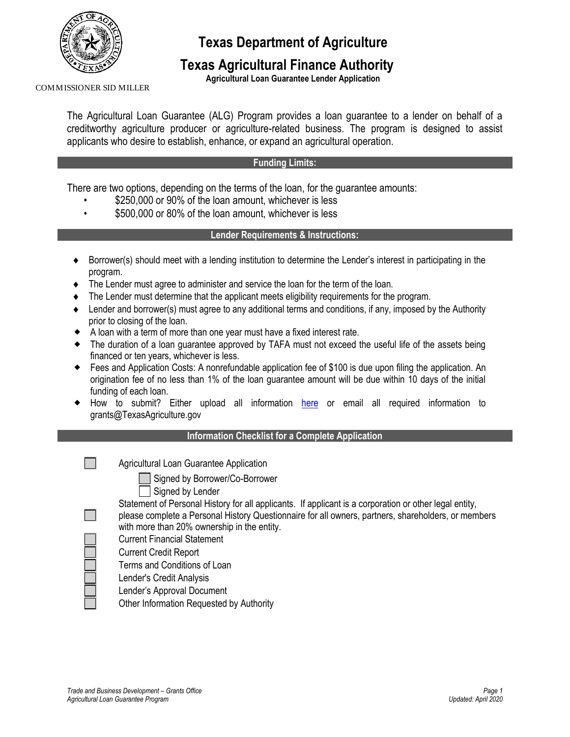# Texas Department of Agriculture

# Texas Agricultural Finance Authority

**Agricultural Loan Guarantee Lender Application**

COMMISSIONER SID MILLER

The Agricultural Loan Guarantee (ALG) Program provides a loan guarantee to a lender on behalf of a creditworthy agriculture producer or agriculture-related business. The program is designed to assist applicants who desire to establish, enhance, or expand an agricultural operation.

## Funding Limits:

There are two options, depending on the terms of the loan, for the guarantee amounts:

- $250,000 or 90% of the loan amount, whichever is less
- $500,000 or 80% of the loan amount, whichever is less

## Lender Requirements & Instructions:

- Borrower(s) should meet with a lending institution to determine the Lender's interest in participating in the program.
- The Lender must agree to administer and service the loan for the term of the loan.
- The Lender must determine that the applicant meets eligibility requirements for the program.
- Lender and borrower(s) must agree to any additional terms and conditions, if any, imposed by the Authority prior to closing of the loan.
- A loan with a term of more than one year must have a fixed interest rate.
- The duration of a loan guarantee approved by TAFA must not exceed the useful life of the assets being financed or ten years, whichever is less.
- Fees and Application Costs: A nonrefundable application fee of $100 is due upon filing the application. An origination fee of no less than 1% of the loan guarantee amount will be due within 10 days of the initial funding of each loan.
- How to submit? Either upload all information here or email all required information to grants@TexasAgriculture.gov

## Information Checklist for a Complete Application

- [ ] Agricultural Loan Guarantee Application
  - [ ] Signed by Borrower/Co-Borrower
  - [ ] Signed by Lender
- [ ] Statement of Personal History for all applicants. If applicant is a corporation or other legal entity, please complete a Personal History Questionnaire for all owners, partners, shareholders, or members with more than 20% ownership in the entity.
- [ ] Current Financial Statement
- [ ] Current Credit Report
- [ ] Terms and Conditions of Loan
- [ ] Lender's Credit Analysis
- [ ] Lender's Approval Document
- [ ] Other Information Requested by Authority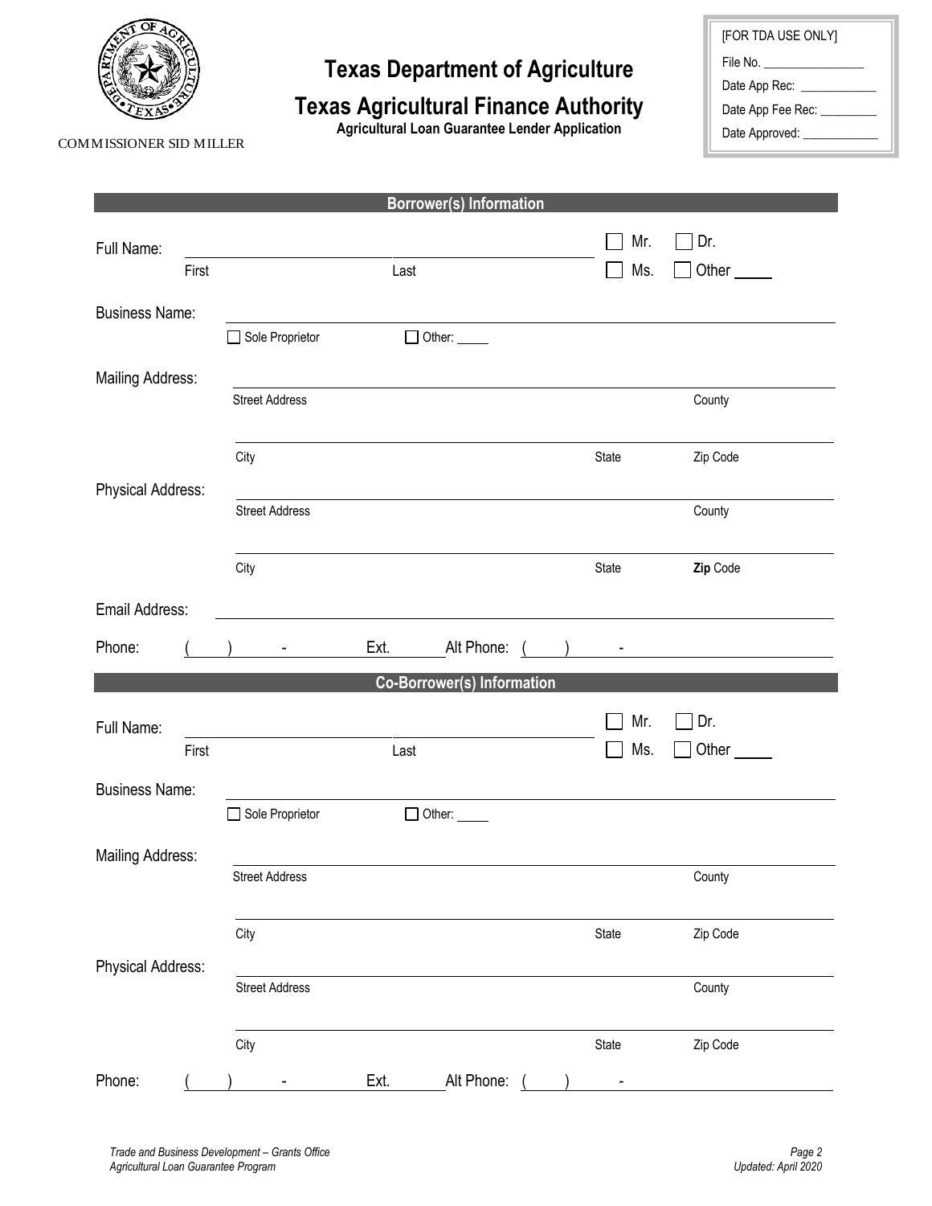# Texas Department of Agriculture

# Texas Agricultural Finance Authority

**Agricultural Loan Guarantee Lender Application**

COMMISSIONER SID MILLER

[FOR TDA USE ONLY]
File No. ________________
Date App Rec: ____________
Date App Fee Rec: _________
Date Approved: ____________

## Borrower(s) Information

Full Name: ____________________ ____________________ ☐ Mr. ☐ Dr.
First Last ☐ Ms. ☐ Other _____

Business Name: ________________________________________
☐ Sole Proprietor ☐ Other: _____

Mailing Address: ________________________________________
Street Address County

________________________________________
City State Zip Code

Physical Address: ________________________________________
Street Address County

________________________________________
City State **Zip** Code

Email Address: ________________________________________

Phone: ( ) - Ext. Alt Phone: ( ) -

## Co-Borrower(s) Information

Full Name: ____________________ ____________________ ☐ Mr. ☐ Dr.
First Last ☐ Ms. ☐ Other _____

Business Name: ________________________________________
☐ Sole Proprietor ☐ Other: _____

Mailing Address: ________________________________________
Street Address County

________________________________________
City State Zip Code

Physical Address: ________________________________________
Street Address County

________________________________________
City State Zip Code

Phone: ( ) - Ext. Alt Phone: ( ) -

*Trade and Business Development – Grants Office*
*Agricultural Loan Guarantee Program*

*Updated: April 2020*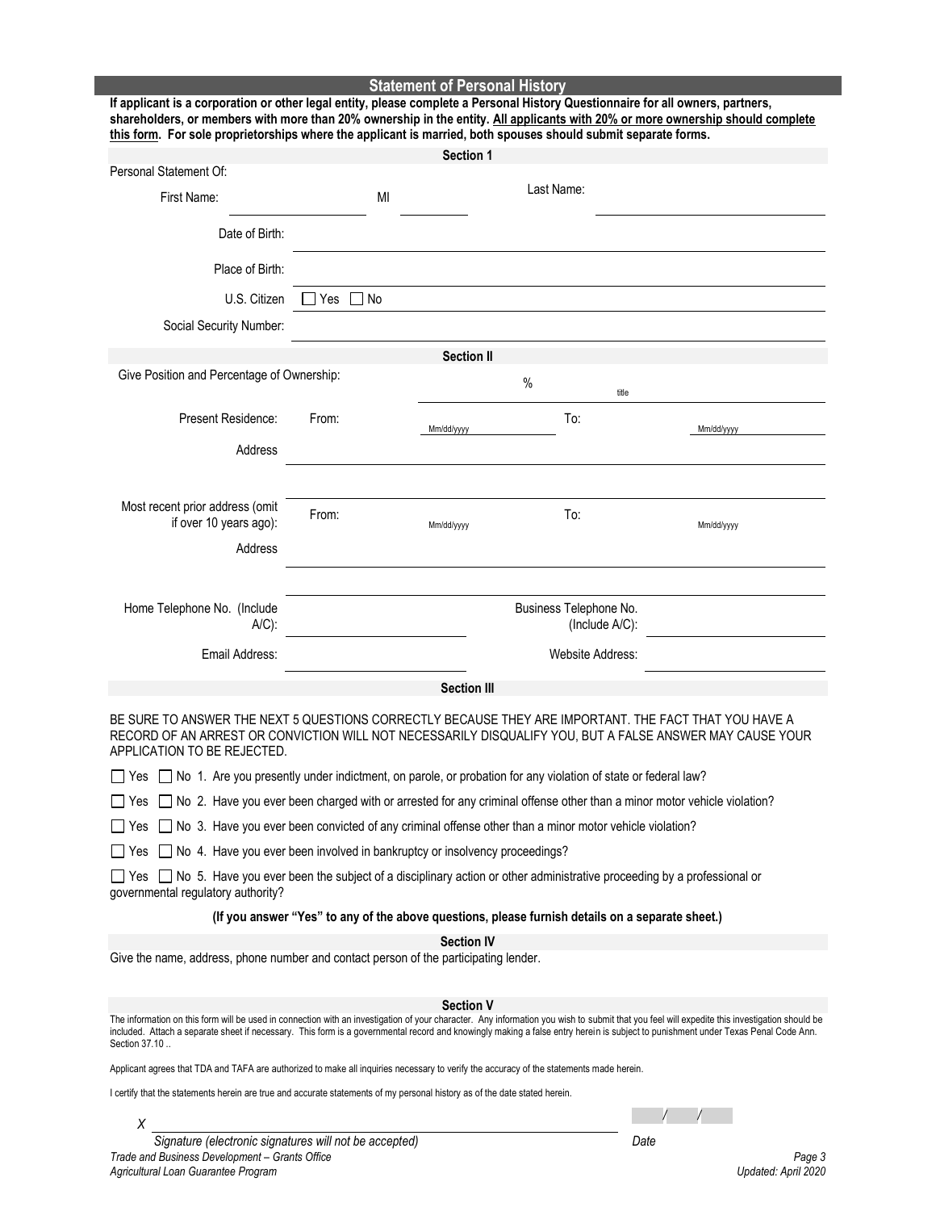## Statement of Personal History

**If applicant is a corporation or other legal entity, please complete a Personal History Questionnaire for all owners, partners, shareholders, or members with more than 20% ownership in the entity. All applicants with 20% or more ownership should complete this form. For sole proprietorships where the applicant is married, both spouses should submit separate forms.**

### Section 1

Personal Statement Of:

First Name: ____________ MI ______ Last Name: ____________

Date of Birth: ____________

Place of Birth: ____________

U.S. Citizen ☐ Yes ☐ No

Social Security Number: ____________

### Section II

Give Position and Percentage of Ownership: ______ % ______ title

Present Residence: From: ______ Mm/dd/yyyy To: ______ Mm/dd/yyyy

Address ____________

Most recent prior address (omit if over 10 years ago): From: ______ Mm/dd/yyyy To: ______ Mm/dd/yyyy

Address ____________

Home Telephone No. (Include A/C): ____________ Business Telephone No. (Include A/C): ____________

Email Address: ____________ Website Address: ____________

### Section III

BE SURE TO ANSWER THE NEXT 5 QUESTIONS CORRECTLY BECAUSE THEY ARE IMPORTANT. THE FACT THAT YOU HAVE A RECORD OF AN ARREST OR CONVICTION WILL NOT NECESSARILY DISQUALIFY YOU, BUT A FALSE ANSWER MAY CAUSE YOUR APPLICATION TO BE REJECTED.

☐ Yes ☐ No 1. Are you presently under indictment, on parole, or probation for any violation of state or federal law?

☐ Yes ☐ No 2. Have you ever been charged with or arrested for any criminal offense other than a minor motor vehicle violation?

☐ Yes ☐ No 3. Have you ever been convicted of any criminal offense other than a minor motor vehicle violation?

☐ Yes ☐ No 4. Have you ever been involved in bankruptcy or insolvency proceedings?

☐ Yes ☐ No 5. Have you ever been the subject of a disciplinary action or other administrative proceeding by a professional or governmental regulatory authority?

**(If you answer "Yes" to any of the above questions, please furnish details on a separate sheet.)**

### Section IV

Give the name, address, phone number and contact person of the participating lender.

### Section V

The information on this form will be used in connection with an investigation of your character. Any information you wish to submit that you feel will expedite this investigation should be included. Attach a separate sheet if necessary. This form is a governmental record and knowingly making a false entry herein is subject to punishment under Texas Penal Code Ann. Section 37.10 ..

Applicant agrees that TDA and TAFA are authorized to make all inquiries necessary to verify the accuracy of the statements made herein.

I certify that the statements herein are true and accurate statements of my personal history as of the date stated herein.

*X* ________________________________ ____ / ____ / ____

*Signature (electronic signatures will not be accepted)* *Date*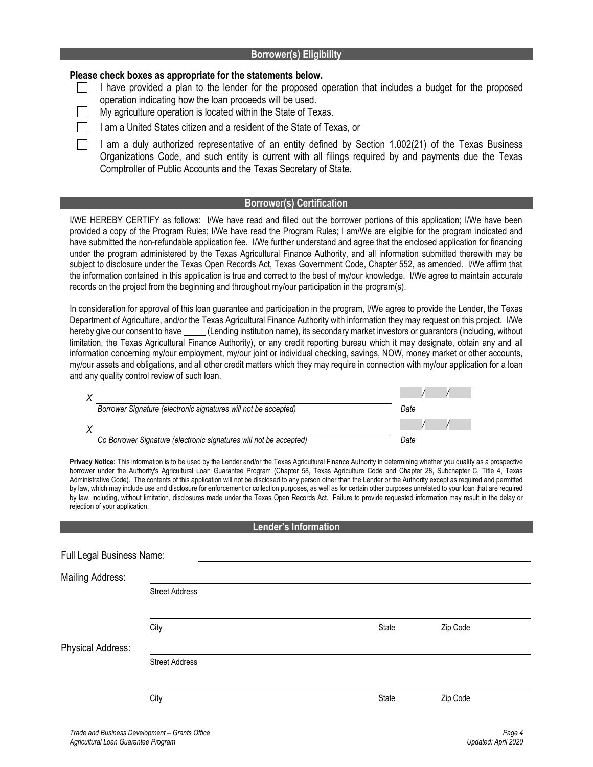## Borrower(s) Eligibility

**Please check boxes as appropriate for the statements below.**

- ☐ I have provided a plan to the lender for the proposed operation that includes a budget for the proposed operation indicating how the loan proceeds will be used.
- ☐ My agriculture operation is located within the State of Texas.
- ☐ I am a United States citizen and a resident of the State of Texas, or
- ☐ I am a duly authorized representative of an entity defined by Section 1.002(21) of the Texas Business Organizations Code, and such entity is current with all filings required by and payments due the Texas Comptroller of Public Accounts and the Texas Secretary of State.

## Borrower(s) Certification

I/WE HEREBY CERTIFY as follows: I/We have read and filled out the borrower portions of this application; I/We have been provided a copy of the Program Rules; I/We have read the Program Rules; I am/We are eligible for the program indicated and have submitted the non-refundable application fee. I/We further understand and agree that the enclosed application for financing under the program administered by the Texas Agricultural Finance Authority, and all information submitted therewith may be subject to disclosure under the Texas Open Records Act, Texas Government Code, Chapter 552, as amended. I/We affirm that the information contained in this application is true and correct to the best of my/our knowledge. I/We agree to maintain accurate records on the project from the beginning and throughout my/our participation in the program(s).

In consideration for approval of this loan guarantee and participation in the program, I/We agree to provide the Lender, the Texas Department of Agriculture, and/or the Texas Agricultural Finance Authority with information they may request on this project. I/We hereby give our consent to have _____ (Lending institution name), its secondary market investors or guarantors (including, without limitation, the Texas Agricultural Finance Authority), or any credit reporting bureau which it may designate, obtain any and all information concerning my/our employment, my/our joint or individual checking, savings, NOW, money market or other accounts, my/our assets and obligations, and all other credit matters which they may require in connection with my/our application for a loan and any quality control review of such loan.

X ______________________________________________ &nbsp;&nbsp; ___/___/___

*Borrower Signature (electronic signatures will not be accepted)* &nbsp;&nbsp; *Date*

X ______________________________________________ &nbsp;&nbsp; ___/___/___

*Co Borrower Signature (electronic signatures will not be accepted)* &nbsp;&nbsp; *Date*

**Privacy Notice:** This information is to be used by the Lender and/or the Texas Agricultural Finance Authority in determining whether you qualify as a prospective borrower under the Authority's Agricultural Loan Guarantee Program (Chapter 58, Texas Agriculture Code and Chapter 28, Subchapter C, Title 4, Texas Administrative Code). The contents of this application will not be disclosed to any person other than the Lender or the Authority except as required and permitted by law, which may include use and disclosure for enforcement or collection purposes, as well as for certain other purposes unrelated to your loan that are required by law, including, without limitation, disclosures made under the Texas Open Records Act. Failure to provide requested information may result in the delay or rejection of your application.

## Lender's Information

Full Legal Business Name: ______________________________________________

Mailing Address:

______________________________________________
Street Address

______________________________________________
City &nbsp;&nbsp;&nbsp;&nbsp; State &nbsp;&nbsp;&nbsp;&nbsp; Zip Code

Physical Address:

______________________________________________
Street Address

______________________________________________
City &nbsp;&nbsp;&nbsp;&nbsp; State &nbsp;&nbsp;&nbsp;&nbsp; Zip Code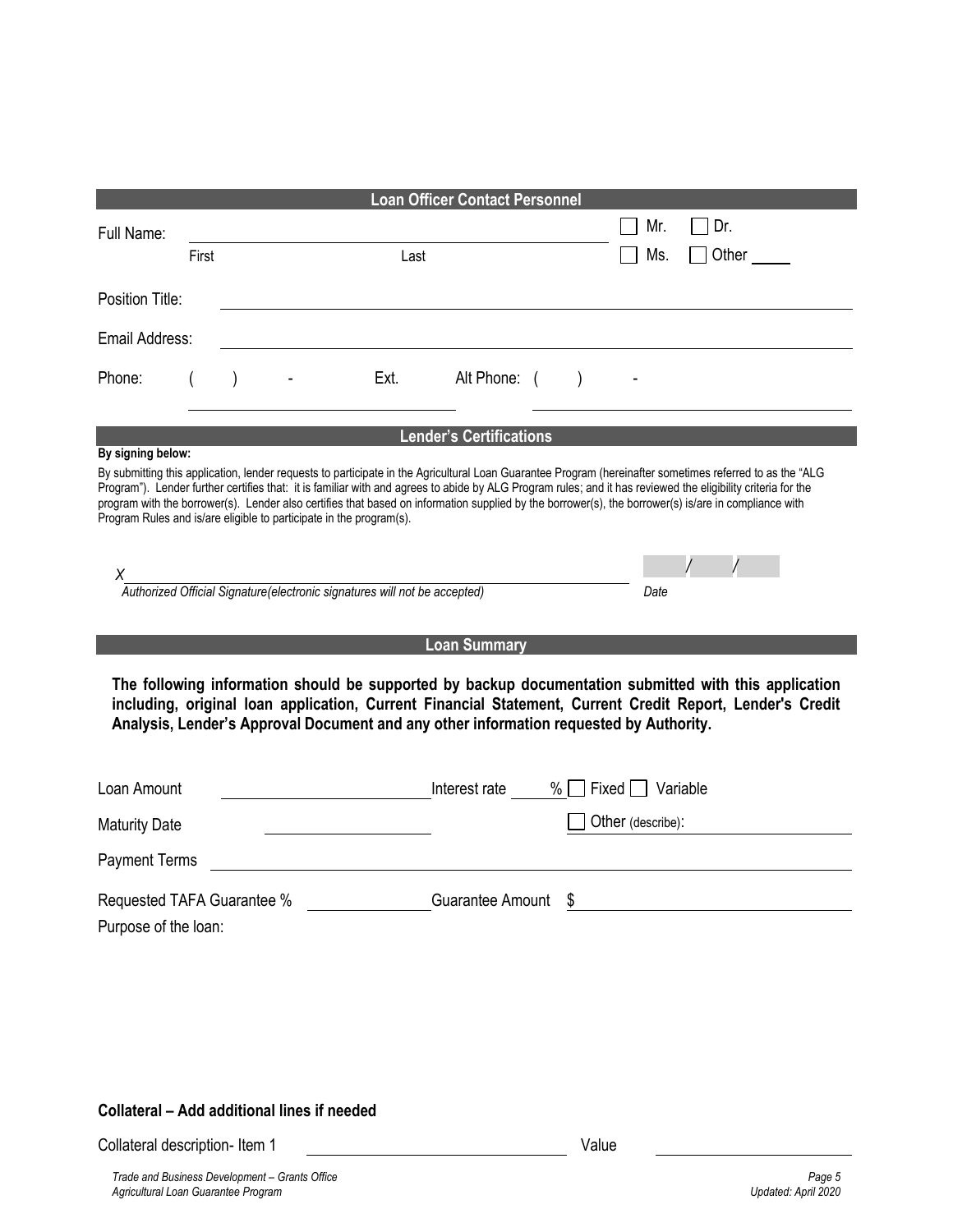## Loan Officer Contact Personnel

Full Name: ______________________________ ☐ Mr. ☐ Dr.

First Last ☐ Ms. ☐ Other ____

Position Title: ______________________________

Email Address: ______________________________

Phone: ( ) - Ext. Alt Phone: ( ) -

## Lender's Certifications

**By signing below:**

By submitting this application, lender requests to participate in the Agricultural Loan Guarantee Program (hereinafter sometimes referred to as the "ALG Program"). Lender further certifies that: it is familiar with and agrees to abide by ALG Program rules; and it has reviewed the eligibility criteria for the program with the borrower(s). Lender also certifies that based on information supplied by the borrower(s), the borrower(s) is/are in compliance with Program Rules and is/are eligible to participate in the program(s).

X ______________________________ / /

*Authorized Official Signature(electronic signatures will not be accepted)* *Date*

## Loan Summary

**The following information should be supported by backup documentation submitted with this application including, original loan application, Current Financial Statement, Current Credit Report, Lender's Credit Analysis, Lender's Approval Document and any other information requested by Authority.**

Loan Amount ______________ Interest rate ____ % ☐ Fixed ☐ Variable

Maturity Date ______________ ☐ Other (describe): ______________

Payment Terms ______________________________

Requested TAFA Guarantee % ______________ Guarantee Amount $ ______________

Purpose of the loan:

**Collateral – Add additional lines if needed**

Collateral description- Item 1 ______________________ Value ______________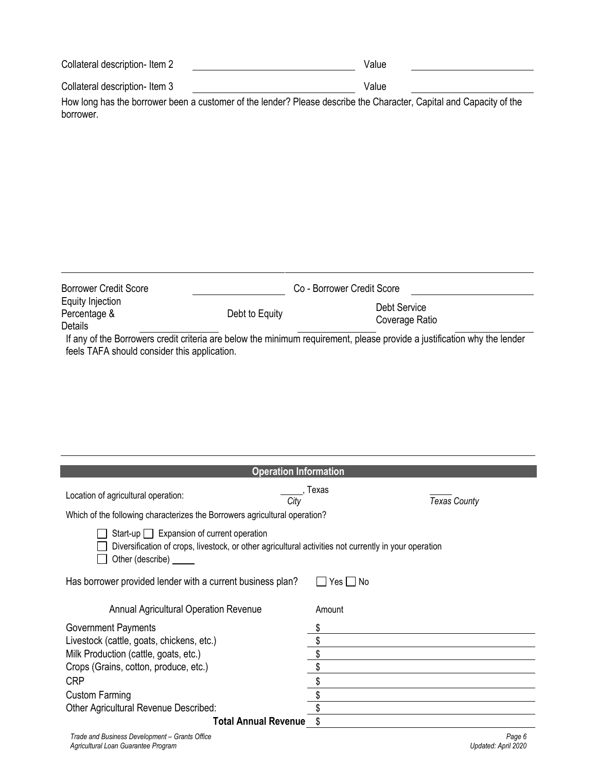Collateral description- Item 2 ______________________ Value ______________

Collateral description- Item 3 ______________________ Value ______________

How long has the borrower been a customer of the lender? Please describe the Character, Capital and Capacity of the borrower.

---

| Borrower Credit Score | | Co - Borrower Credit Score | |
|---|---|---|---|
| Equity Injection Percentage & Details | Debt to Equity | Debt Service Coverage Ratio | |

If any of the Borrowers credit criteria are below the minimum requirement, please provide a justification why the lender feels TAFA should consider this application.

---

## Operation Information

Location of agricultural operation: _____, Texas (*City*) _____ (*Texas County*)

Which of the following characterizes the Borrowers agricultural operation?

- ☐ Start-up ☐ Expansion of current operation
- ☐ Diversification of crops, livestock, or other agricultural activities not currently in your operation
- ☐ Other (describe) _____

Has borrower provided lender with a current business plan? ☐ Yes ☐ No

| Annual Agricultural Operation Revenue | Amount |
|---|---|
| Government Payments | $ |
| Livestock (cattle, goats, chickens, etc.) | $ |
| Milk Production (cattle, goats, etc.) | $ |
| Crops (Grains, cotton, produce, etc.) | $ |
| CRP | $ |
| Custom Farming | $ |
| Other Agricultural Revenue Described: | $ |
| **Total Annual Revenue** | $ |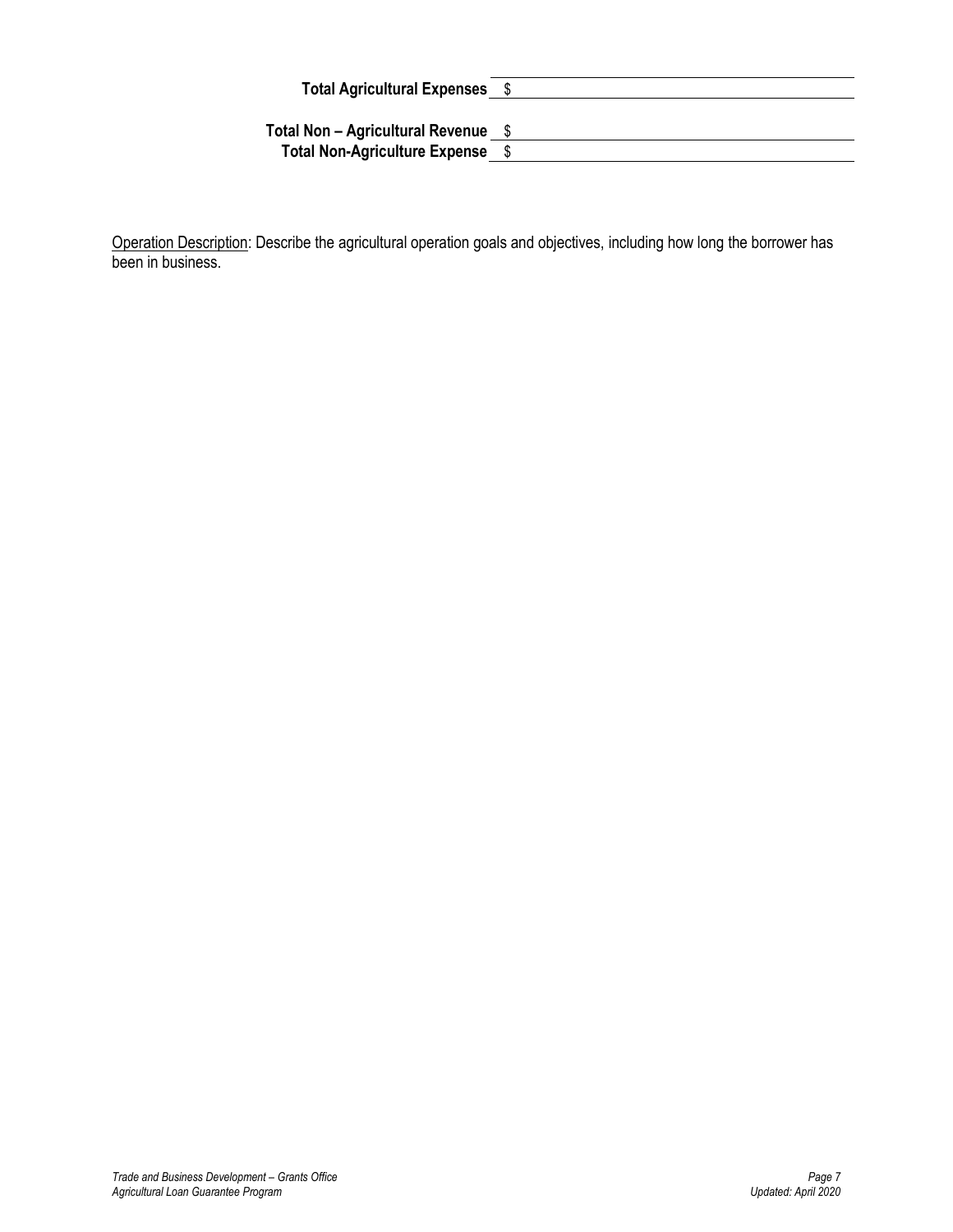**Total Agricultural Expenses** $ ________________

**Total Non – Agricultural Revenue** $ ________________

**Total Non-Agriculture Expense** $ ________________

Operation Description: Describe the agricultural operation goals and objectives, including how long the borrower has been in business.